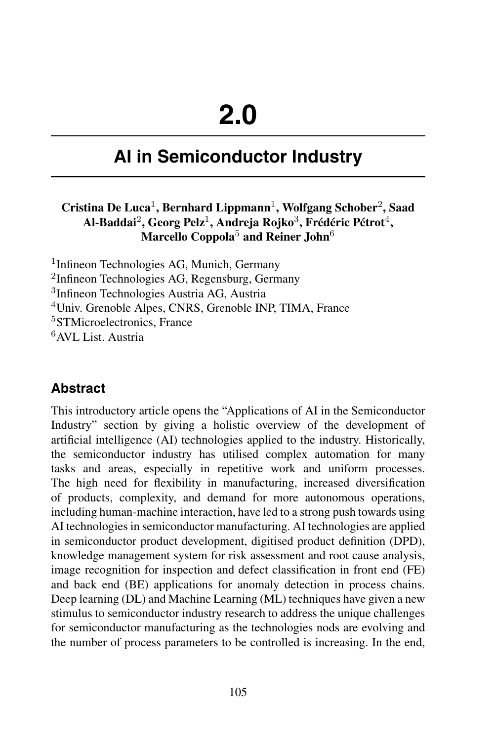# 2.0

# AI in Semiconductor Industry

**Cristina De Luca[1], Bernhard Lippmann[1], Wolfgang Schober[2], Saad Al-Baddai[2], Georg Pelz[1], Andreja Rojko[3], Frédéric Pétrot[4], Marcello Coppola[5] and Reiner John[6]**

[1]Infineon Technologies AG, Munich, Germany
[2]Infineon Technologies AG, Regensburg, Germany
[3]Infineon Technologies Austria AG, Austria
[4]Univ. Grenoble Alpes, CNRS, Grenoble INP, TIMA, France
[5]STMicroelectronics, France
[6]AVL List. Austria

## Abstract

This introductory article opens the "Applications of AI in the Semiconductor Industry" section by giving a holistic overview of the development of artificial intelligence (AI) technologies applied to the industry. Historically, the semiconductor industry has utilised complex automation for many tasks and areas, especially in repetitive work and uniform processes. The high need for flexibility in manufacturing, increased diversification of products, complexity, and demand for more autonomous operations, including human-machine interaction, have led to a strong push towards using AI technologies in semiconductor manufacturing. AI technologies are applied in semiconductor product development, digitised product definition (DPD), knowledge management system for risk assessment and root cause analysis, image recognition for inspection and defect classification in front end (FE) and back end (BE) applications for anomaly detection in process chains. Deep learning (DL) and Machine Learning (ML) techniques have given a new stimulus to semiconductor industry research to address the unique challenges for semiconductor manufacturing as the technologies nods are evolving and the number of process parameters to be controlled is increasing. In the end,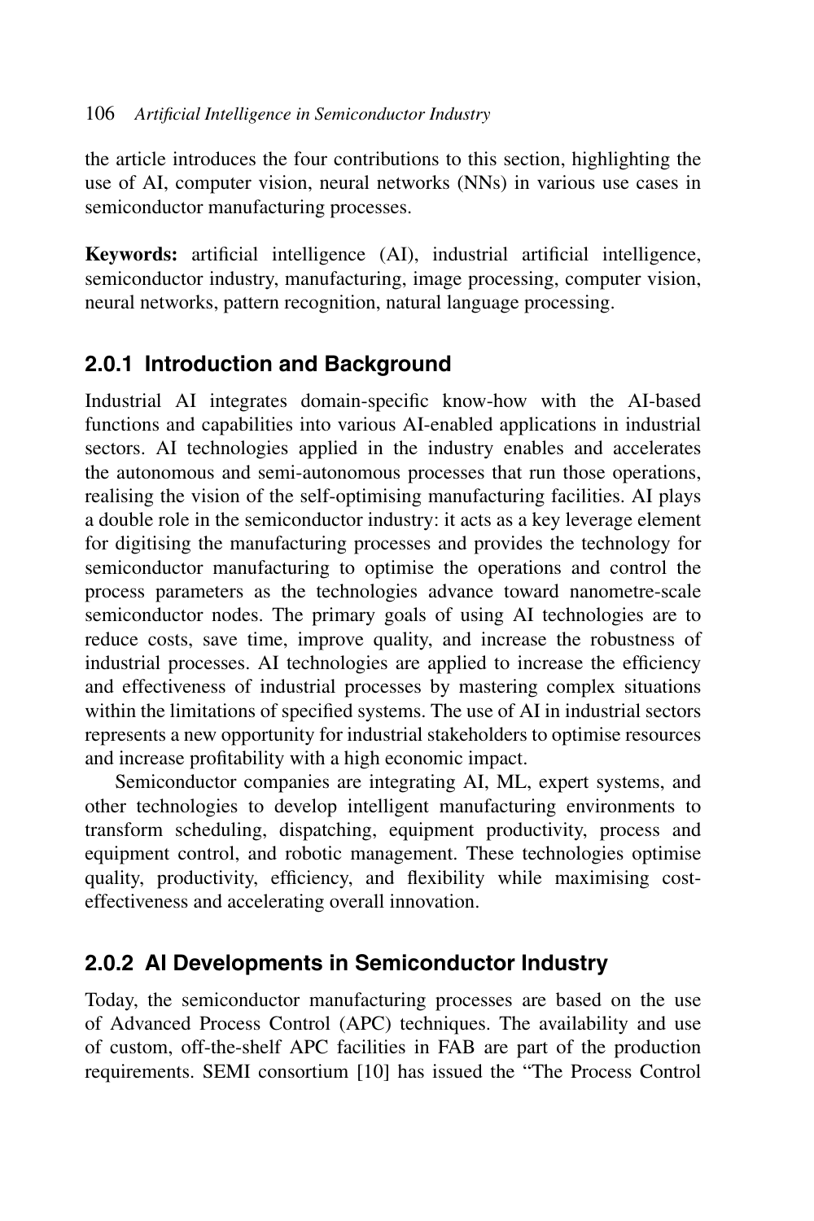the article introduces the four contributions to this section, highlighting the use of AI, computer vision, neural networks (NNs) in various use cases in semiconductor manufacturing processes.

**Keywords:** artificial intelligence (AI), industrial artificial intelligence, semiconductor industry, manufacturing, image processing, computer vision, neural networks, pattern recognition, natural language processing.

### 2.0.1 Introduction and Background

Industrial AI integrates domain-specific know-how with the AI-based functions and capabilities into various AI-enabled applications in industrial sectors. AI technologies applied in the industry enables and accelerates the autonomous and semi-autonomous processes that run those operations, realising the vision of the self-optimising manufacturing facilities. AI plays a double role in the semiconductor industry: it acts as a key leverage element for digitising the manufacturing processes and provides the technology for semiconductor manufacturing to optimise the operations and control the process parameters as the technologies advance toward nanometre-scale semiconductor nodes. The primary goals of using AI technologies are to reduce costs, save time, improve quality, and increase the robustness of industrial processes. AI technologies are applied to increase the efficiency and effectiveness of industrial processes by mastering complex situations within the limitations of specified systems. The use of AI in industrial sectors represents a new opportunity for industrial stakeholders to optimise resources and increase profitability with a high economic impact.

Semiconductor companies are integrating AI, ML, expert systems, and other technologies to develop intelligent manufacturing environments to transform scheduling, dispatching, equipment productivity, process and equipment control, and robotic management. These technologies optimise quality, productivity, efficiency, and flexibility while maximising cost-effectiveness and accelerating overall innovation.

### 2.0.2 AI Developments in Semiconductor Industry

Today, the semiconductor manufacturing processes are based on the use of Advanced Process Control (APC) techniques. The availability and use of custom, off-the-shelf APC facilities in FAB are part of the production requirements. SEMI consortium [10] has issued the "The Process Control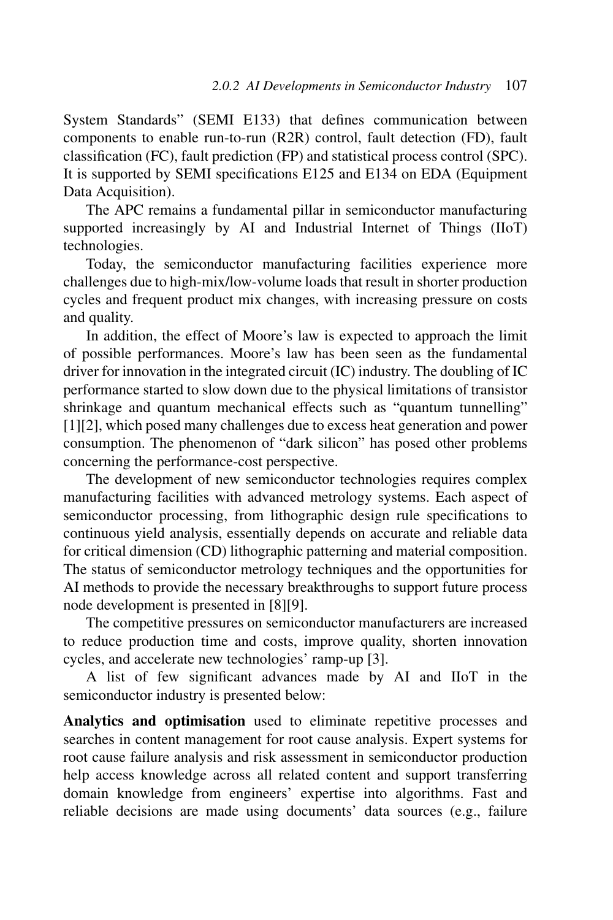System Standards" (SEMI E133) that defines communication between components to enable run-to-run (R2R) control, fault detection (FD), fault classification (FC), fault prediction (FP) and statistical process control (SPC). It is supported by SEMI specifications E125 and E134 on EDA (Equipment Data Acquisition).

The APC remains a fundamental pillar in semiconductor manufacturing supported increasingly by AI and Industrial Internet of Things (IIoT) technologies.

Today, the semiconductor manufacturing facilities experience more challenges due to high-mix/low-volume loads that result in shorter production cycles and frequent product mix changes, with increasing pressure on costs and quality.

In addition, the effect of Moore's law is expected to approach the limit of possible performances. Moore's law has been seen as the fundamental driver for innovation in the integrated circuit (IC) industry. The doubling of IC performance started to slow down due to the physical limitations of transistor shrinkage and quantum mechanical effects such as "quantum tunnelling" [1][2], which posed many challenges due to excess heat generation and power consumption. The phenomenon of "dark silicon" has posed other problems concerning the performance-cost perspective.

The development of new semiconductor technologies requires complex manufacturing facilities with advanced metrology systems. Each aspect of semiconductor processing, from lithographic design rule specifications to continuous yield analysis, essentially depends on accurate and reliable data for critical dimension (CD) lithographic patterning and material composition. The status of semiconductor metrology techniques and the opportunities for AI methods to provide the necessary breakthroughs to support future process node development is presented in [8][9].

The competitive pressures on semiconductor manufacturers are increased to reduce production time and costs, improve quality, shorten innovation cycles, and accelerate new technologies' ramp-up [3].

A list of few significant advances made by AI and IIoT in the semiconductor industry is presented below:

**Analytics and optimisation** used to eliminate repetitive processes and searches in content management for root cause analysis. Expert systems for root cause failure analysis and risk assessment in semiconductor production help access knowledge across all related content and support transferring domain knowledge from engineers' expertise into algorithms. Fast and reliable decisions are made using documents' data sources (e.g., failure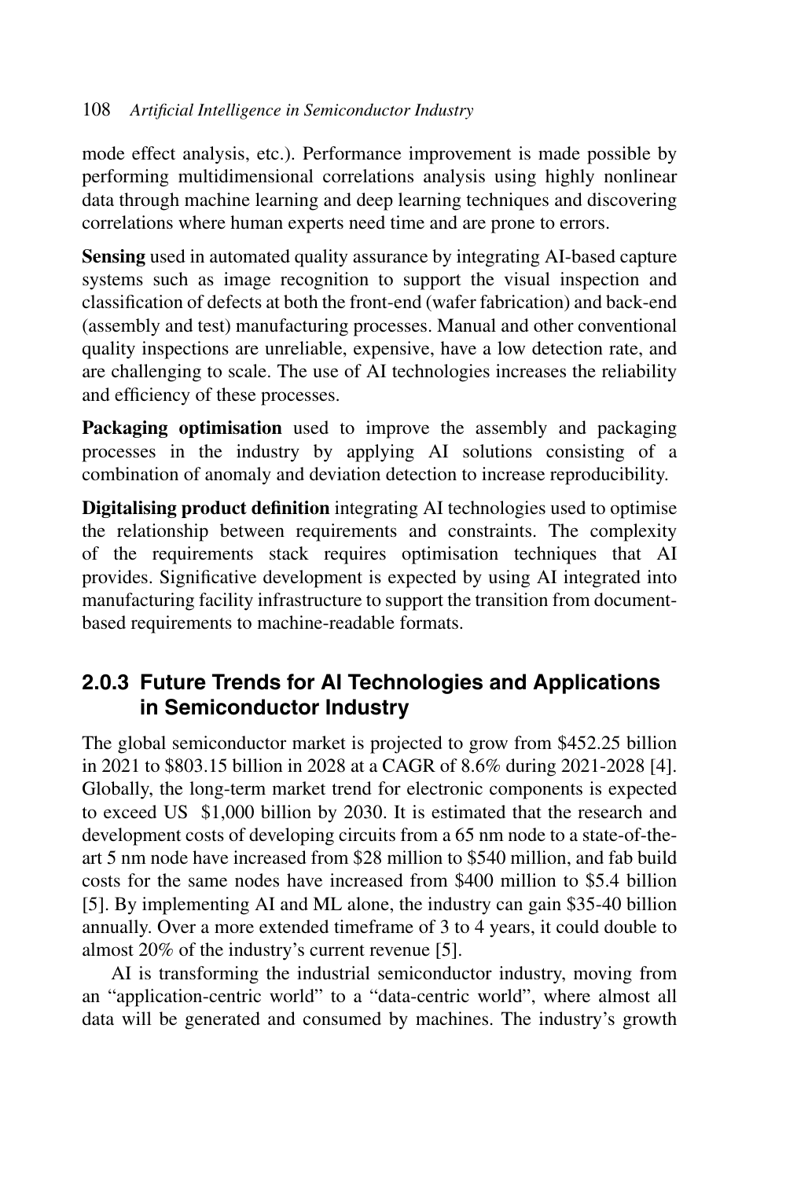mode effect analysis, etc.). Performance improvement is made possible by performing multidimensional correlations analysis using highly nonlinear data through machine learning and deep learning techniques and discovering correlations where human experts need time and are prone to errors.

**Sensing** used in automated quality assurance by integrating AI-based capture systems such as image recognition to support the visual inspection and classification of defects at both the front-end (wafer fabrication) and back-end (assembly and test) manufacturing processes. Manual and other conventional quality inspections are unreliable, expensive, have a low detection rate, and are challenging to scale. The use of AI technologies increases the reliability and efficiency of these processes.

**Packaging optimisation** used to improve the assembly and packaging processes in the industry by applying AI solutions consisting of a combination of anomaly and deviation detection to increase reproducibility.

**Digitalising product definition** integrating AI technologies used to optimise the relationship between requirements and constraints. The complexity of the requirements stack requires optimisation techniques that AI provides. Significative development is expected by using AI integrated into manufacturing facility infrastructure to support the transition from document-based requirements to machine-readable formats.

### 2.0.3 Future Trends for AI Technologies and Applications in Semiconductor Industry

The global semiconductor market is projected to grow from $452.25 billion in 2021 to $803.15 billion in 2028 at a CAGR of 8.6% during 2021-2028 [4]. Globally, the long-term market trend for electronic components is expected to exceed US $1,000 billion by 2030. It is estimated that the research and development costs of developing circuits from a 65 nm node to a state-of-the-art 5 nm node have increased from $28 million to $540 million, and fab build costs for the same nodes have increased from $400 million to $5.4 billion [5]. By implementing AI and ML alone, the industry can gain $35-40 billion annually. Over a more extended timeframe of 3 to 4 years, it could double to almost 20% of the industry's current revenue [5].

AI is transforming the industrial semiconductor industry, moving from an "application-centric world" to a "data-centric world", where almost all data will be generated and consumed by machines. The industry's growth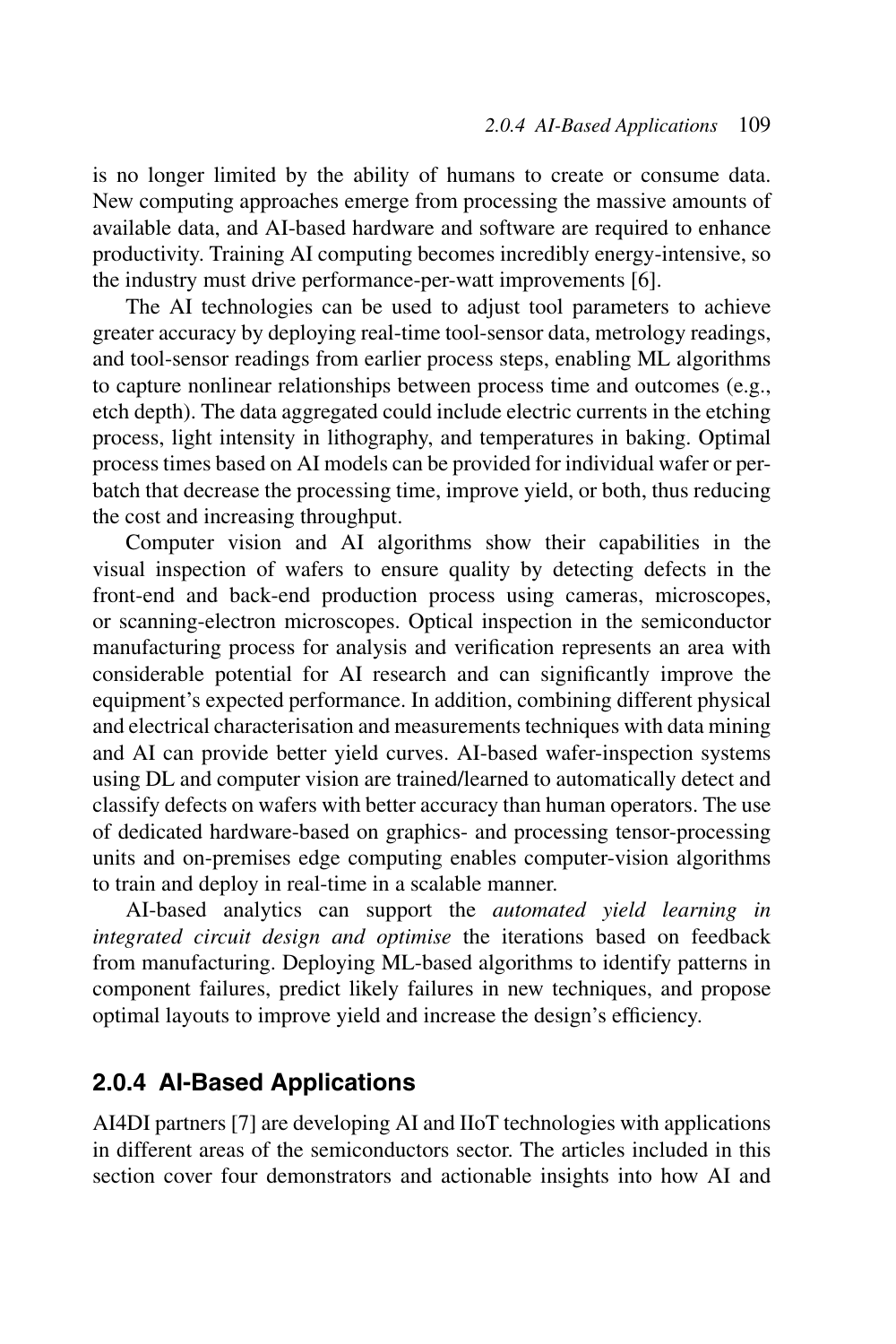is no longer limited by the ability of humans to create or consume data. New computing approaches emerge from processing the massive amounts of available data, and AI-based hardware and software are required to enhance productivity. Training AI computing becomes incredibly energy-intensive, so the industry must drive performance-per-watt improvements [6].

The AI technologies can be used to adjust tool parameters to achieve greater accuracy by deploying real-time tool-sensor data, metrology readings, and tool-sensor readings from earlier process steps, enabling ML algorithms to capture nonlinear relationships between process time and outcomes (e.g., etch depth). The data aggregated could include electric currents in the etching process, light intensity in lithography, and temperatures in baking. Optimal process times based on AI models can be provided for individual wafer or per-batch that decrease the processing time, improve yield, or both, thus reducing the cost and increasing throughput.

Computer vision and AI algorithms show their capabilities in the visual inspection of wafers to ensure quality by detecting defects in the front-end and back-end production process using cameras, microscopes, or scanning-electron microscopes. Optical inspection in the semiconductor manufacturing process for analysis and verification represents an area with considerable potential for AI research and can significantly improve the equipment's expected performance. In addition, combining different physical and electrical characterisation and measurements techniques with data mining and AI can provide better yield curves. AI-based wafer-inspection systems using DL and computer vision are trained/learned to automatically detect and classify defects on wafers with better accuracy than human operators. The use of dedicated hardware-based on graphics- and processing tensor-processing units and on-premises edge computing enables computer-vision algorithms to train and deploy in real-time in a scalable manner.

AI-based analytics can support the *automated yield learning in integrated circuit design and optimise* the iterations based on feedback from manufacturing. Deploying ML-based algorithms to identify patterns in component failures, predict likely failures in new techniques, and propose optimal layouts to improve yield and increase the design's efficiency.

### 2.0.4 AI-Based Applications

AI4DI partners [7] are developing AI and IIoT technologies with applications in different areas of the semiconductors sector. The articles included in this section cover four demonstrators and actionable insights into how AI and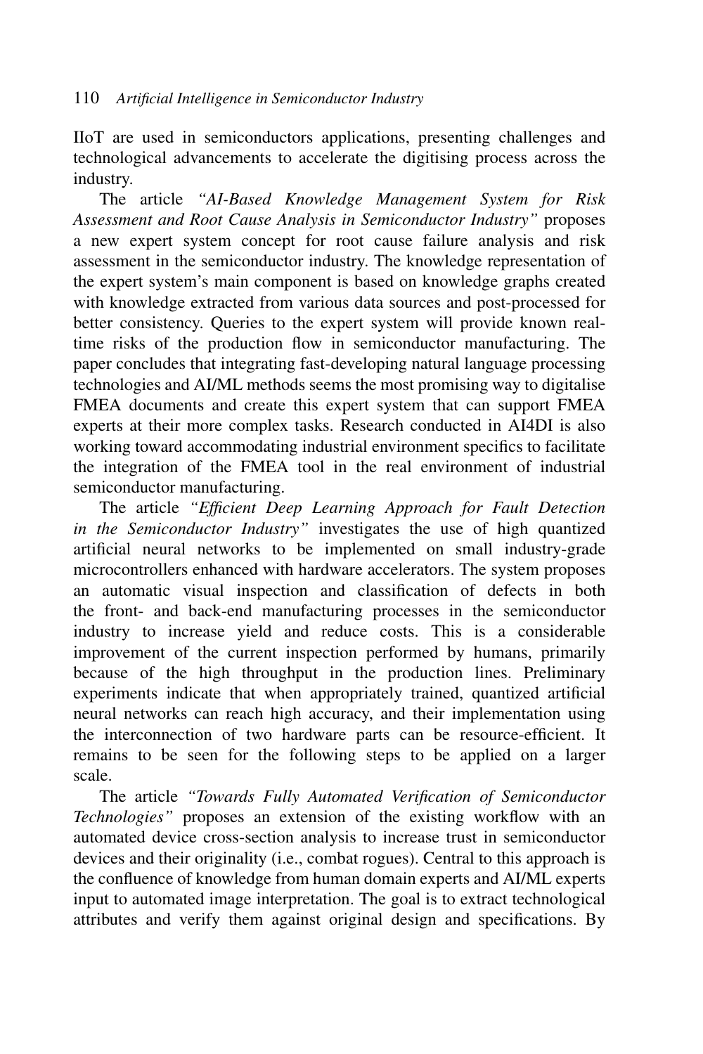IIoT are used in semiconductors applications, presenting challenges and technological advancements to accelerate the digitising process across the industry.

The article *"AI-Based Knowledge Management System for Risk Assessment and Root Cause Analysis in Semiconductor Industry"* proposes a new expert system concept for root cause failure analysis and risk assessment in the semiconductor industry. The knowledge representation of the expert system's main component is based on knowledge graphs created with knowledge extracted from various data sources and post-processed for better consistency. Queries to the expert system will provide known real-time risks of the production flow in semiconductor manufacturing. The paper concludes that integrating fast-developing natural language processing technologies and AI/ML methods seems the most promising way to digitalise FMEA documents and create this expert system that can support FMEA experts at their more complex tasks. Research conducted in AI4DI is also working toward accommodating industrial environment specifics to facilitate the integration of the FMEA tool in the real environment of industrial semiconductor manufacturing.

The article *"Efficient Deep Learning Approach for Fault Detection in the Semiconductor Industry"* investigates the use of high quantized artificial neural networks to be implemented on small industry-grade microcontrollers enhanced with hardware accelerators. The system proposes an automatic visual inspection and classification of defects in both the front- and back-end manufacturing processes in the semiconductor industry to increase yield and reduce costs. This is a considerable improvement of the current inspection performed by humans, primarily because of the high throughput in the production lines. Preliminary experiments indicate that when appropriately trained, quantized artificial neural networks can reach high accuracy, and their implementation using the interconnection of two hardware parts can be resource-efficient. It remains to be seen for the following steps to be applied on a larger scale.

The article *"Towards Fully Automated Verification of Semiconductor Technologies"* proposes an extension of the existing workflow with an automated device cross-section analysis to increase trust in semiconductor devices and their originality (i.e., combat rogues). Central to this approach is the confluence of knowledge from human domain experts and AI/ML experts input to automated image interpretation. The goal is to extract technological attributes and verify them against original design and specifications. By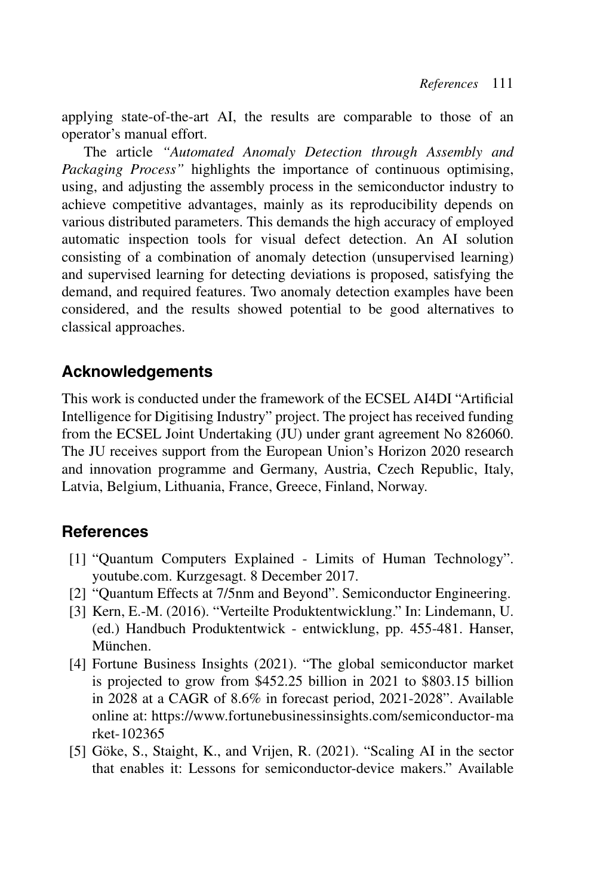applying state-of-the-art AI, the results are comparable to those of an operator's manual effort.

The article *"Automated Anomaly Detection through Assembly and Packaging Process"* highlights the importance of continuous optimising, using, and adjusting the assembly process in the semiconductor industry to achieve competitive advantages, mainly as its reproducibility depends on various distributed parameters. This demands the high accuracy of employed automatic inspection tools for visual defect detection. An AI solution consisting of a combination of anomaly detection (unsupervised learning) and supervised learning for detecting deviations is proposed, satisfying the demand, and required features. Two anomaly detection examples have been considered, and the results showed potential to be good alternatives to classical approaches.

## Acknowledgements

This work is conducted under the framework of the ECSEL AI4DI "Artificial Intelligence for Digitising Industry" project. The project has received funding from the ECSEL Joint Undertaking (JU) under grant agreement No 826060. The JU receives support from the European Union's Horizon 2020 research and innovation programme and Germany, Austria, Czech Republic, Italy, Latvia, Belgium, Lithuania, France, Greece, Finland, Norway.

## References

[1] "Quantum Computers Explained - Limits of Human Technology". youtube.com. Kurzgesagt. 8 December 2017.

[2] "Quantum Effects at 7/5nm and Beyond". Semiconductor Engineering.

[3] Kern, E.-M. (2016). "Verteilte Produktentwicklung." In: Lindemann, U. (ed.) Handbuch Produktentwick - entwicklung, pp. 455-481. Hanser, München.

[4] Fortune Business Insights (2021). "The global semiconductor market is projected to grow from $452.25 billion in 2021 to $803.15 billion in 2028 at a CAGR of 8.6% in forecast period, 2021-2028". Available online at: https://www.fortunebusinessinsights.com/semiconductor-market-102365

[5] Göke, S., Staight, K., and Vrijen, R. (2021). "Scaling AI in the sector that enables it: Lessons for semiconductor-device makers." Available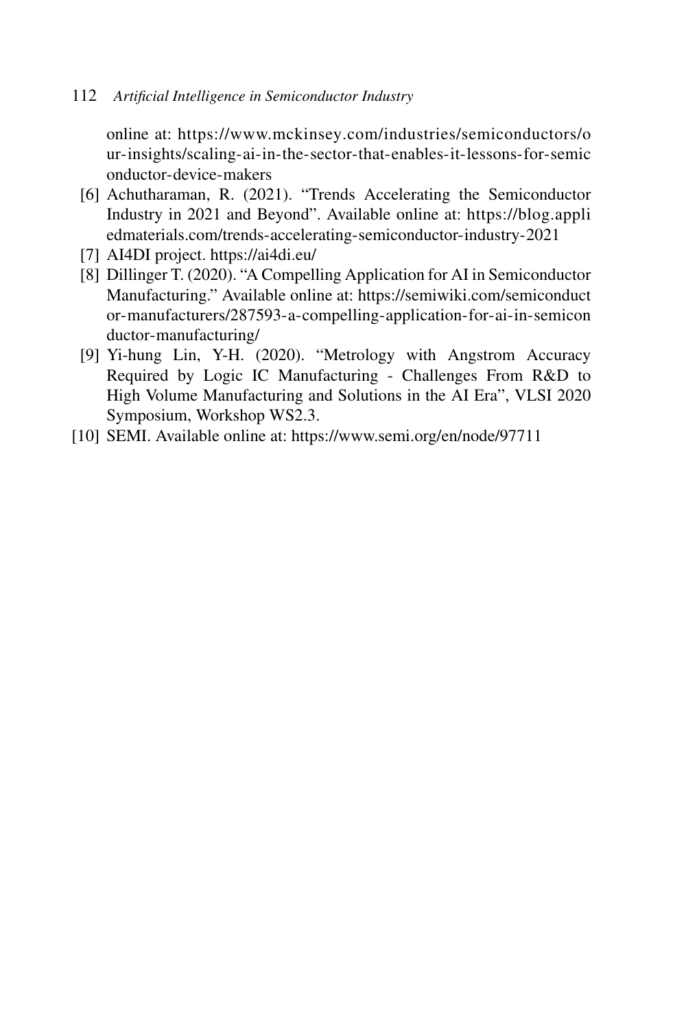online at: https://www.mckinsey.com/industries/semiconductors/our-insights/scaling-ai-in-the-sector-that-enables-it-lessons-for-semiconductor-device-makers

[6] Achutharaman, R. (2021). "Trends Accelerating the Semiconductor Industry in 2021 and Beyond". Available online at: https://blog.appliedmaterials.com/trends-accelerating-semiconductor-industry-2021

[7] AI4DI project. https://ai4di.eu/

[8] Dillinger T. (2020). "A Compelling Application for AI in Semiconductor Manufacturing." Available online at: https://semiwiki.com/semiconductor-manufacturers/287593-a-compelling-application-for-ai-in-semiconductor-manufacturing/

[9] Yi-hung Lin, Y-H. (2020). "Metrology with Angstrom Accuracy Required by Logic IC Manufacturing - Challenges From R&D to High Volume Manufacturing and Solutions in the AI Era", VLSI 2020 Symposium, Workshop WS2.3.

[10] SEMI. Available online at: https://www.semi.org/en/node/97711